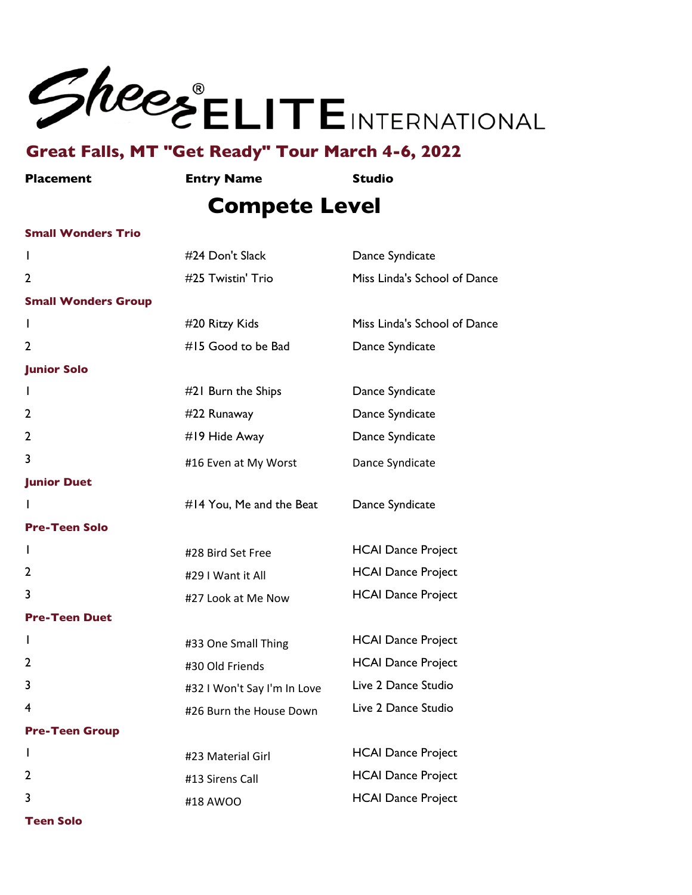# Sheer ELITE INTERNATIONAL

## Great Falls, MT "Get Ready" Tour March 4-6, 2022

| Placement | Entry Name | Studio |
|---|---|---|

## Compete Level

| Placement | Entry Name | Studio |
|---|---|---|
| **Small Wonders Trio** | | |
| 1 | #24 Don't Slack | Dance Syndicate |
| 2 | #25 Twistin' Trio | Miss Linda's School of Dance |
| **Small Wonders Group** | | |
| 1 | #20 Ritzy Kids | Miss Linda's School of Dance |
| 2 | #15 Good to be Bad | Dance Syndicate |
| **Junior Solo** | | |
| 1 | #21 Burn the Ships | Dance Syndicate |
| 2 | #22 Runaway | Dance Syndicate |
| 2 | #19 Hide Away | Dance Syndicate |
| 3 | #16 Even at My Worst | Dance Syndicate |
| **Junior Duet** | | |
| 1 | #14 You, Me and the Beat | Dance Syndicate |
| **Pre-Teen Solo** | | |
| 1 | #28 Bird Set Free | HCAI Dance Project |
| 2 | #29 I Want it All | HCAI Dance Project |
| 3 | #27 Look at Me Now | HCAI Dance Project |
| **Pre-Teen Duet** | | |
| 1 | #33 One Small Thing | HCAI Dance Project |
| 2 | #30 Old Friends | HCAI Dance Project |
| 3 | #32 I Won't Say I'm In Love | Live 2 Dance Studio |
| 4 | #26 Burn the House Down | Live 2 Dance Studio |
| **Pre-Teen Group** | | |
| 1 | #23 Material Girl | HCAI Dance Project |
| 2 | #13 Sirens Call | HCAI Dance Project |
| 3 | #18 AWOO | HCAI Dance Project |
| **Teen Solo** | | |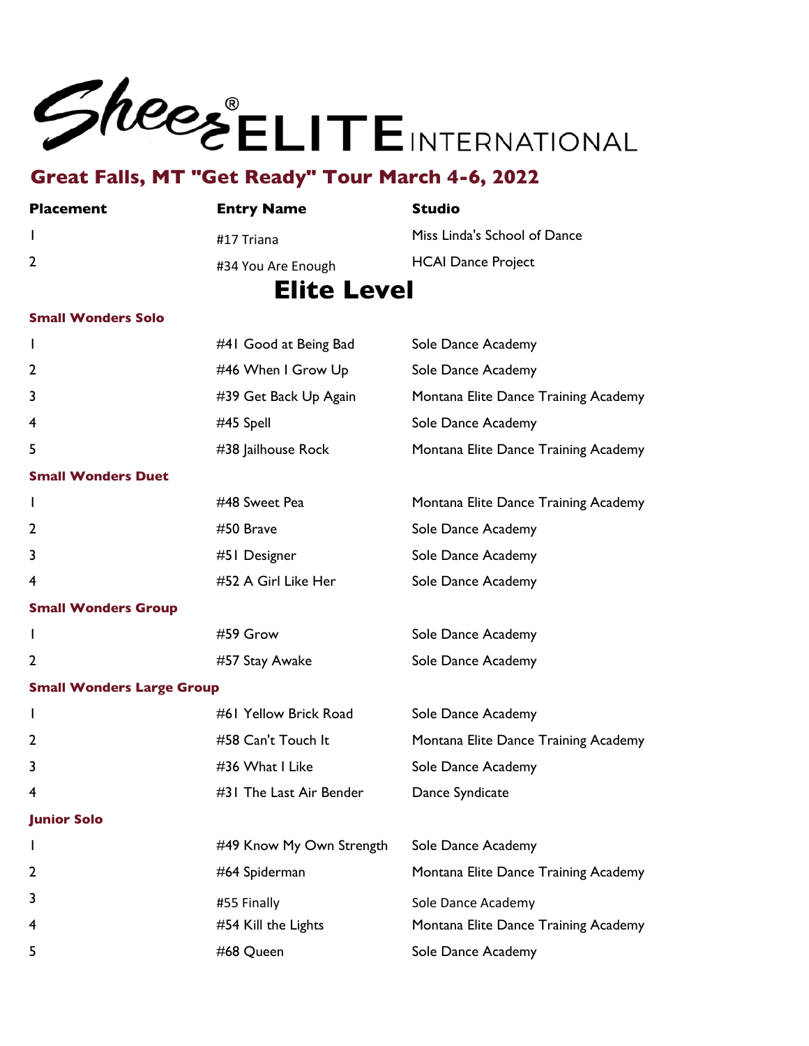# Sheer ELITE INTERNATIONAL

## Great Falls, MT "Get Ready" Tour March 4-6, 2022

| Placement | Entry Name | Studio |
|---|---|---|
| 1 | #17 Triana | Miss Linda's School of Dance |
| 2 | #34 You Are Enough | HCAI Dance Project |

## Elite Level

### Small Wonders Solo

| Placement | Entry Name | Studio |
|---|---|---|
| 1 | #41 Good at Being Bad | Sole Dance Academy |
| 2 | #46 When I Grow Up | Sole Dance Academy |
| 3 | #39 Get Back Up Again | Montana Elite Dance Training Academy |
| 4 | #45 Spell | Sole Dance Academy |
| 5 | #38 Jailhouse Rock | Montana Elite Dance Training Academy |

### Small Wonders Duet

| Placement | Entry Name | Studio |
|---|---|---|
| 1 | #48 Sweet Pea | Montana Elite Dance Training Academy |
| 2 | #50 Brave | Sole Dance Academy |
| 3 | #51 Designer | Sole Dance Academy |
| 4 | #52 A Girl Like Her | Sole Dance Academy |

### Small Wonders Group

| Placement | Entry Name | Studio |
|---|---|---|
| 1 | #59 Grow | Sole Dance Academy |
| 2 | #57 Stay Awake | Sole Dance Academy |

### Small Wonders Large Group

| Placement | Entry Name | Studio |
|---|---|---|
| 1 | #61 Yellow Brick Road | Sole Dance Academy |
| 2 | #58 Can't Touch It | Montana Elite Dance Training Academy |
| 3 | #36 What I Like | Sole Dance Academy |
| 4 | #31 The Last Air Bender | Dance Syndicate |

### Junior Solo

| Placement | Entry Name | Studio |
|---|---|---|
| 1 | #49 Know My Own Strength | Sole Dance Academy |
| 2 | #64 Spiderman | Montana Elite Dance Training Academy |
| 3 | #55 Finally | Sole Dance Academy |
| 4 | #54 Kill the Lights | Montana Elite Dance Training Academy |
| 5 | #68 Queen | Sole Dance Academy |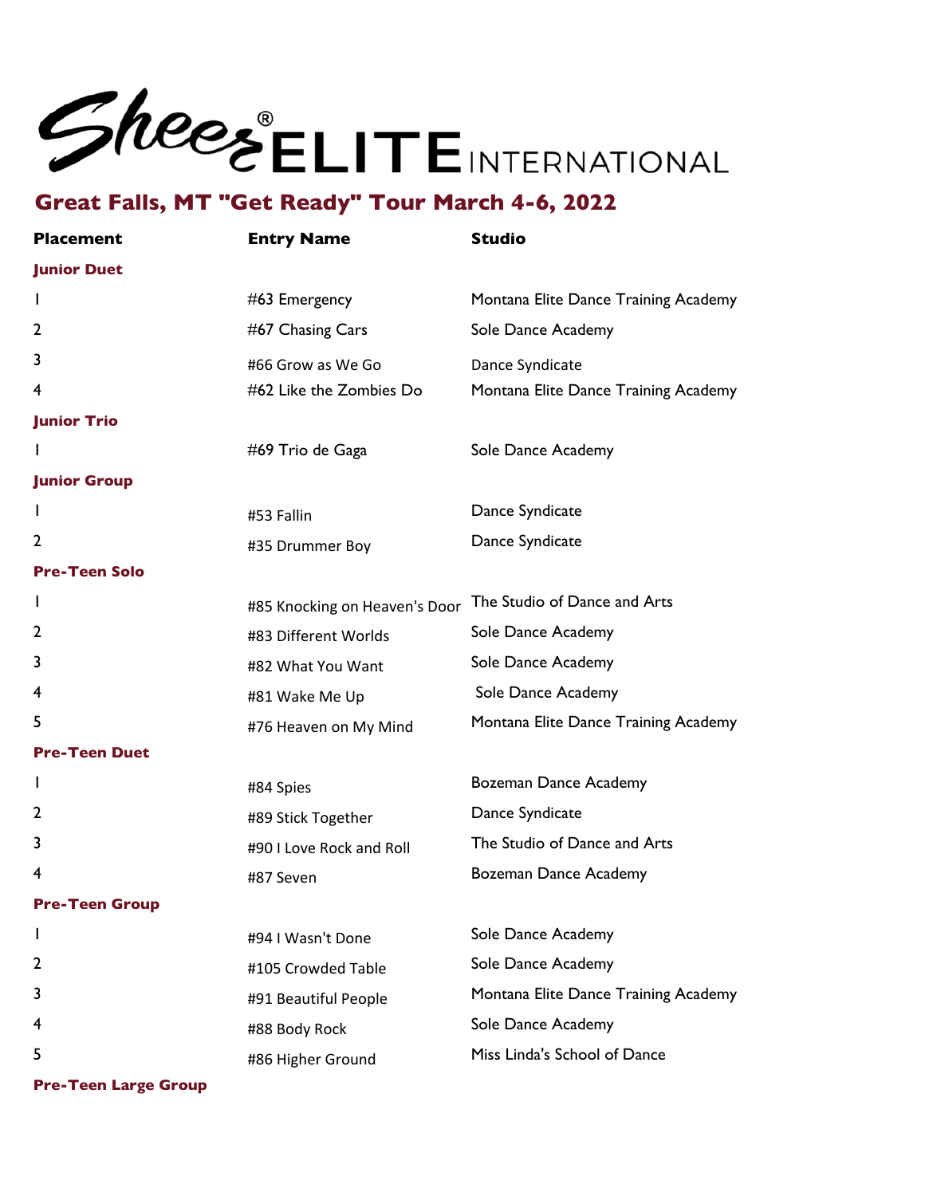# Sheer ELITE INTERNATIONAL

## Great Falls, MT "Get Ready" Tour March 4-6, 2022

| Placement | Entry Name | Studio |
|---|---|---|
| **Junior Duet** | | |
| 1 | #63 Emergency | Montana Elite Dance Training Academy |
| 2 | #67 Chasing Cars | Sole Dance Academy |
| 3 | #66 Grow as We Go | Dance Syndicate |
| 4 | #62 Like the Zombies Do | Montana Elite Dance Training Academy |
| **Junior Trio** | | |
| 1 | #69 Trio de Gaga | Sole Dance Academy |
| **Junior Group** | | |
| 1 | #53 Fallin | Dance Syndicate |
| 2 | #35 Drummer Boy | Dance Syndicate |
| **Pre-Teen Solo** | | |
| 1 | #85 Knocking on Heaven's Door | The Studio of Dance and Arts |
| 2 | #83 Different Worlds | Sole Dance Academy |
| 3 | #82 What You Want | Sole Dance Academy |
| 4 | #81 Wake Me Up | Sole Dance Academy |
| 5 | #76 Heaven on My Mind | Montana Elite Dance Training Academy |
| **Pre-Teen Duet** | | |
| 1 | #84 Spies | Bozeman Dance Academy |
| 2 | #89 Stick Together | Dance Syndicate |
| 3 | #90 I Love Rock and Roll | The Studio of Dance and Arts |
| 4 | #87 Seven | Bozeman Dance Academy |
| **Pre-Teen Group** | | |
| 1 | #94 I Wasn't Done | Sole Dance Academy |
| 2 | #105 Crowded Table | Sole Dance Academy |
| 3 | #91 Beautiful People | Montana Elite Dance Training Academy |
| 4 | #88 Body Rock | Sole Dance Academy |
| 5 | #86 Higher Ground | Miss Linda's School of Dance |
| **Pre-Teen Large Group** | | |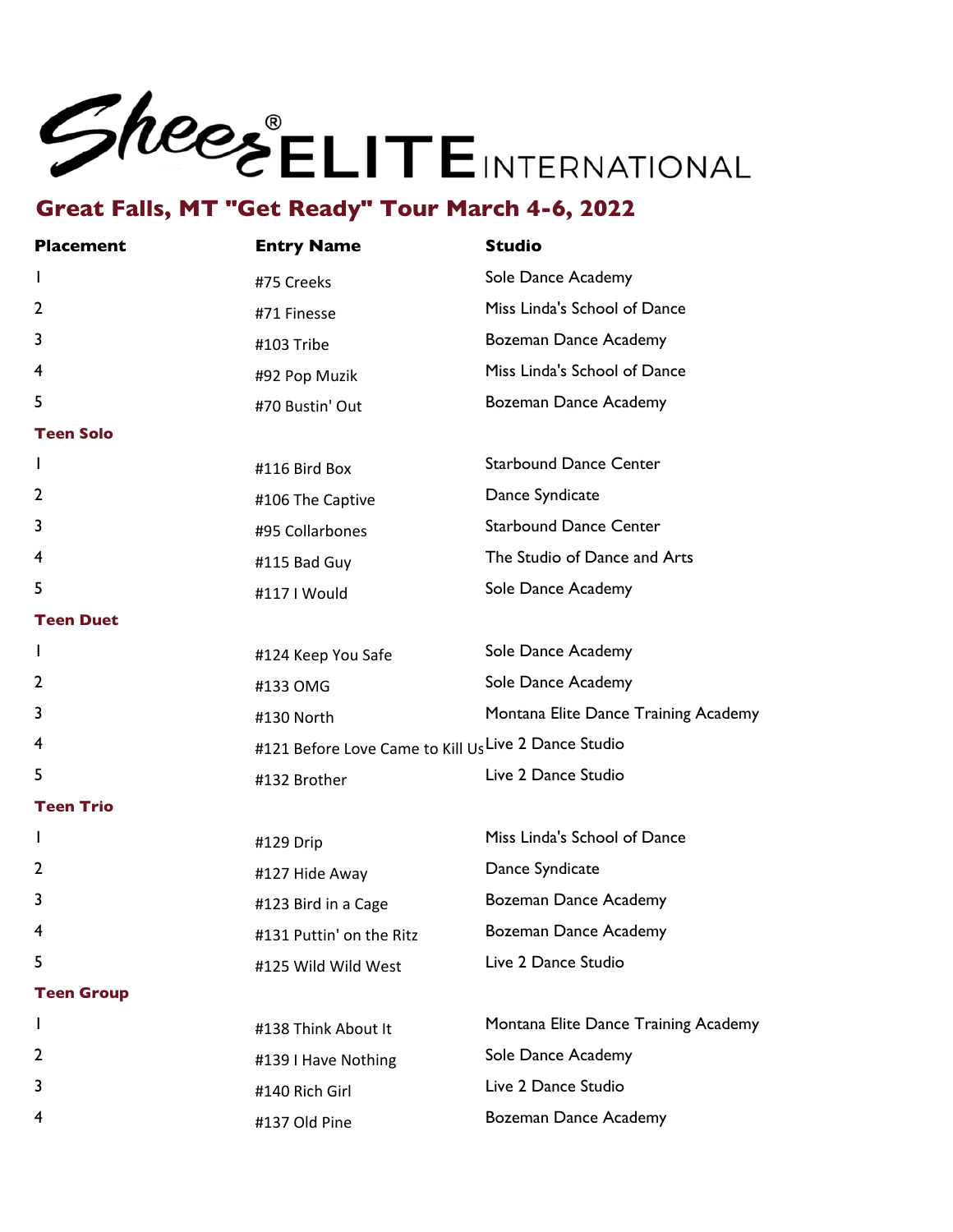# Sheer ELITE INTERNATIONAL

## Great Falls, MT "Get Ready" Tour March 4-6, 2022

| Placement | Entry Name | Studio |
|---|---|---|
| 1 | #75 Creeks | Sole Dance Academy |
| 2 | #71 Finesse | Miss Linda's School of Dance |
| 3 | #103 Tribe | Bozeman Dance Academy |
| 4 | #92 Pop Muzik | Miss Linda's School of Dance |
| 5 | #70 Bustin' Out | Bozeman Dance Academy |
| **Teen Solo** | | |
| 1 | #116 Bird Box | Starbound Dance Center |
| 2 | #106 The Captive | Dance Syndicate |
| 3 | #95 Collarbones | Starbound Dance Center |
| 4 | #115 Bad Guy | The Studio of Dance and Arts |
| 5 | #117 I Would | Sole Dance Academy |
| **Teen Duet** | | |
| 1 | #124 Keep You Safe | Sole Dance Academy |
| 2 | #133 OMG | Sole Dance Academy |
| 3 | #130 North | Montana Elite Dance Training Academy |
| 4 | #121 Before Love Came to Kill Us | Live 2 Dance Studio |
| 5 | #132 Brother | Live 2 Dance Studio |
| **Teen Trio** | | |
| 1 | #129 Drip | Miss Linda's School of Dance |
| 2 | #127 Hide Away | Dance Syndicate |
| 3 | #123 Bird in a Cage | Bozeman Dance Academy |
| 4 | #131 Puttin' on the Ritz | Bozeman Dance Academy |
| 5 | #125 Wild Wild West | Live 2 Dance Studio |
| **Teen Group** | | |
| 1 | #138 Think About It | Montana Elite Dance Training Academy |
| 2 | #139 I Have Nothing | Sole Dance Academy |
| 3 | #140 Rich Girl | Live 2 Dance Studio |
| 4 | #137 Old Pine | Bozeman Dance Academy |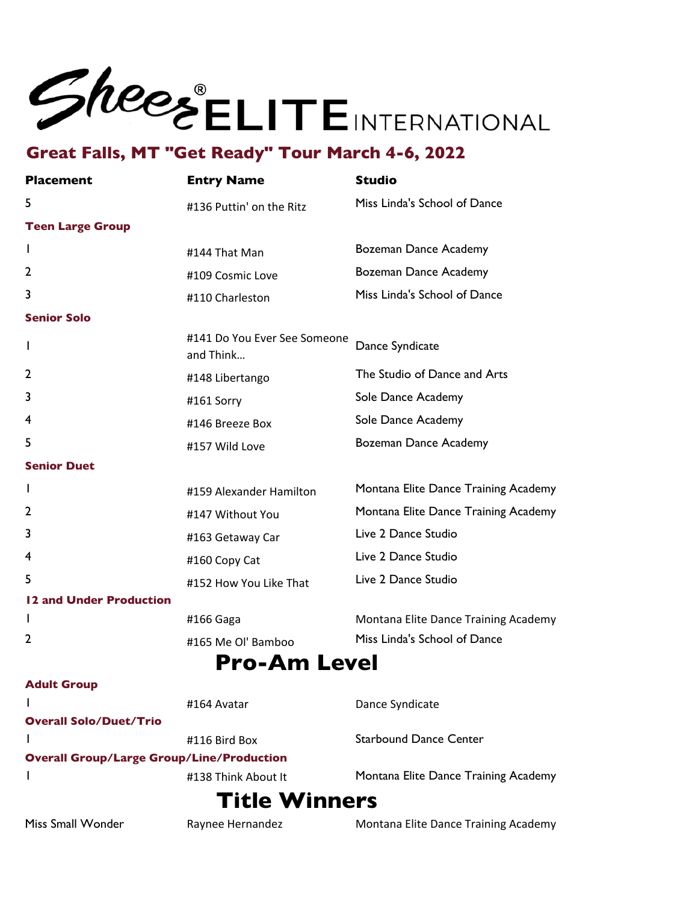# Sheer ELITE INTERNATIONAL

## Great Falls, MT "Get Ready" Tour March 4-6, 2022

| Placement | Entry Name | Studio |
|---|---|---|
| 5 | #136 Puttin' on the Ritz | Miss Linda's School of Dance |
| **Teen Large Group** | | |
| 1 | #144 That Man | Bozeman Dance Academy |
| 2 | #109 Cosmic Love | Bozeman Dance Academy |
| 3 | #110 Charleston | Miss Linda's School of Dance |
| **Senior Solo** | | |
| 1 | #141 Do You Ever See Someone and Think... | Dance Syndicate |
| 2 | #148 Libertango | The Studio of Dance and Arts |
| 3 | #161 Sorry | Sole Dance Academy |
| 4 | #146 Breeze Box | Sole Dance Academy |
| 5 | #157 Wild Love | Bozeman Dance Academy |
| **Senior Duet** | | |
| 1 | #159 Alexander Hamilton | Montana Elite Dance Training Academy |
| 2 | #147 Without You | Montana Elite Dance Training Academy |
| 3 | #163 Getaway Car | Live 2 Dance Studio |
| 4 | #160 Copy Cat | Live 2 Dance Studio |
| 5 | #152 How You Like That | Live 2 Dance Studio |
| **12 and Under Production** | | |
| 1 | #166 Gaga | Montana Elite Dance Training Academy |
| 2 | #165 Me Ol' Bamboo | Miss Linda's School of Dance |

## Pro-Am Level

| Placement | Entry Name | Studio |
|---|---|---|
| **Adult Group** | | |
| 1 | #164 Avatar | Dance Syndicate |
| **Overall Solo/Duet/Trio** | | |
| 1 | #116 Bird Box | Starbound Dance Center |
| **Overall Group/Large Group/Line/Production** | | |
| 1 | #138 Think About It | Montana Elite Dance Training Academy |

## Title Winners

| | | |
|---|---|---|
| Miss Small Wonder | Raynee Hernandez | Montana Elite Dance Training Academy |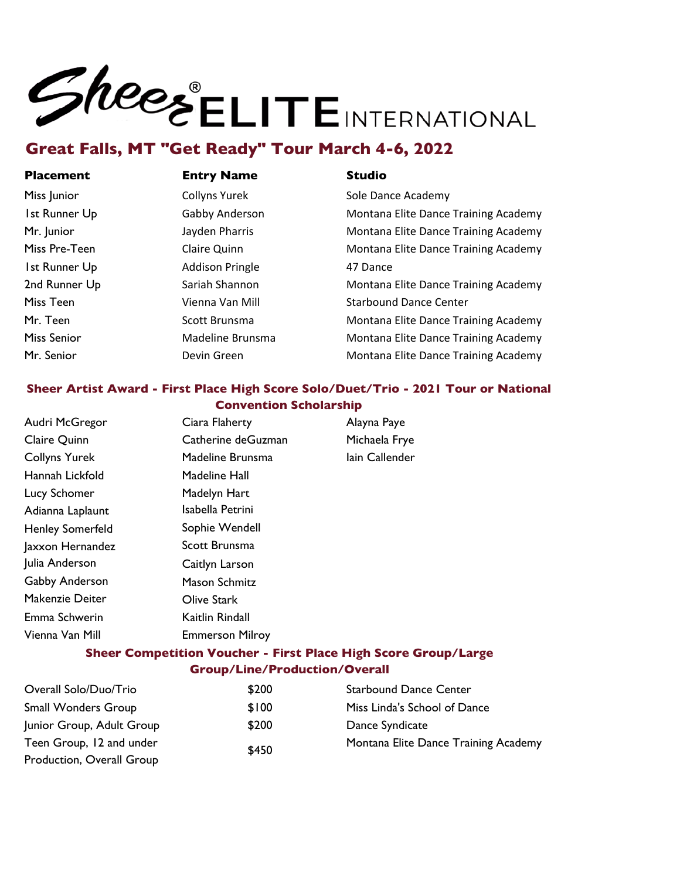# Sheer® ELITE INTERNATIONAL

## Great Falls, MT "Get Ready" Tour March 4-6, 2022

| Placement | Entry Name | Studio |
|---|---|---|
| Miss Junior | Collyns Yurek | Sole Dance Academy |
| 1st Runner Up | Gabby Anderson | Montana Elite Dance Training Academy |
| Mr. Junior | Jayden Pharris | Montana Elite Dance Training Academy |
| Miss Pre-Teen | Claire Quinn | Montana Elite Dance Training Academy |
| 1st Runner Up | Addison Pringle | 47 Dance |
| 2nd Runner Up | Sariah Shannon | Montana Elite Dance Training Academy |
| Miss Teen | Vienna Van Mill | Starbound Dance Center |
| Mr. Teen | Scott Brunsma | Montana Elite Dance Training Academy |
| Miss Senior | Madeline Brunsma | Montana Elite Dance Training Academy |
| Mr. Senior | Devin Green | Montana Elite Dance Training Academy |

### Sheer Artist Award - First Place High Score Solo/Duet/Trio - 2021 Tour or National Convention Scholarship

| | | |
|---|---|---|
| Audri McGregor | Ciara Flaherty | Alayna Paye |
| Claire Quinn | Catherine deGuzman | Michaela Frye |
| Collyns Yurek | Madeline Brunsma | Iain Callender |
| Hannah Lickfold | Madeline Hall | |
| Lucy Schomer | Madelyn Hart | |
| Adianna Laplaunt | Isabella Petrini | |
| Henley Somerfeld | Sophie Wendell | |
| Jaxxon Hernandez | Scott Brunsma | |
| Julia Anderson | Caitlyn Larson | |
| Gabby Anderson | Mason Schmitz | |
| Makenzie Deiter | Olive Stark | |
| Emma Schwerin | Kaitlin Rindall | |
| Vienna Van Mill | Emmerson Milroy | |

### Sheer Competition Voucher - First Place High Score Group/Large Group/Line/Production/Overall

| | | |
|---|---|---|
| Overall Solo/Duo/Trio | $200 | Starbound Dance Center |
| Small Wonders Group | $100 | Miss Linda's School of Dance |
| Junior Group, Adult Group | $200 | Dance Syndicate |
| Teen Group, 12 and under Production, Overall Group | $450 | Montana Elite Dance Training Academy |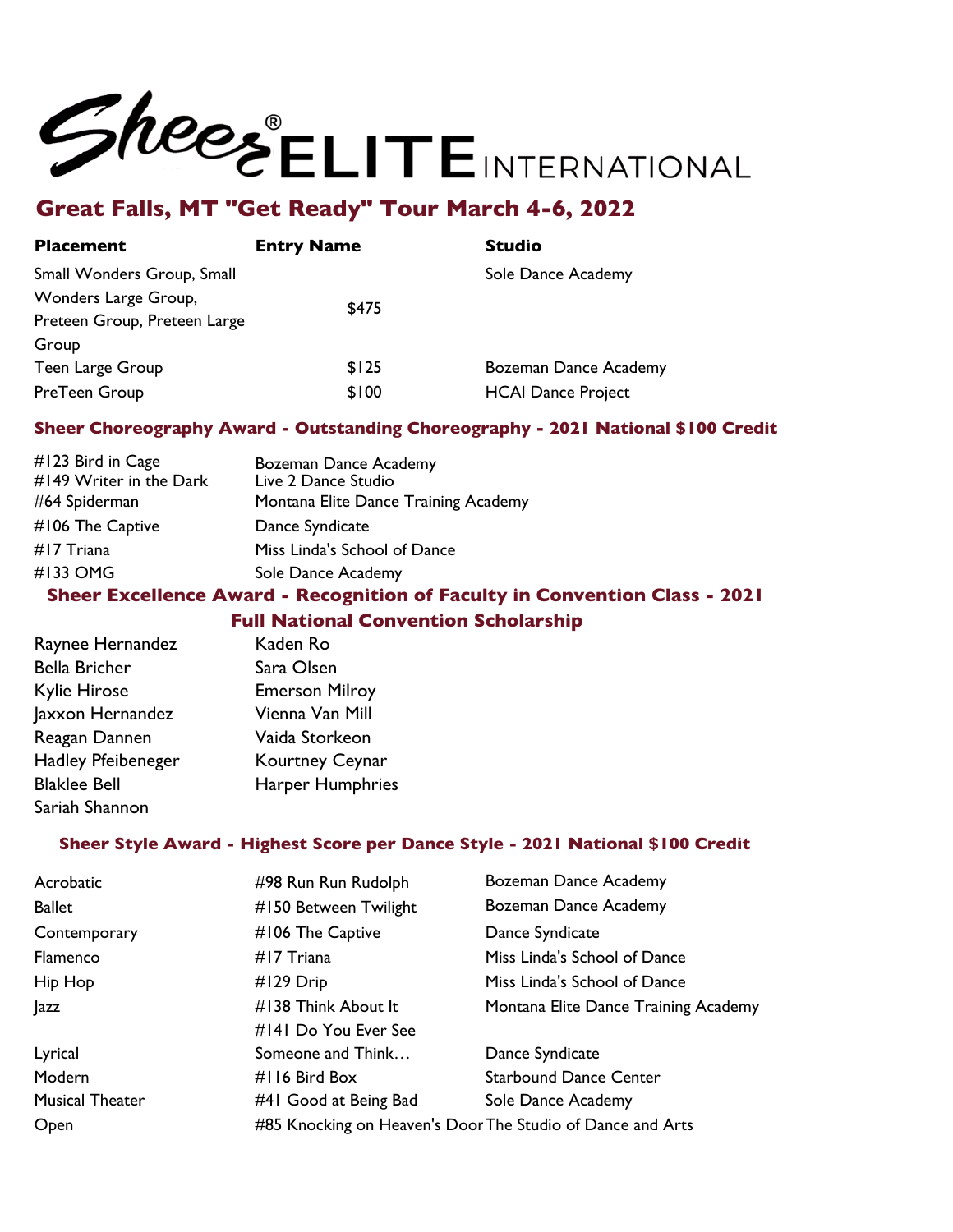# Sheer® ELITE INTERNATIONAL

## Great Falls, MT "Get Ready" Tour March 4-6, 2022

| Placement | Entry Name | Studio |
|---|---|---|
| Small Wonders Group, Small Wonders Large Group, Preteen Group, Preteen Large Group | $475 | Sole Dance Academy |
| Teen Large Group | $125 | Bozeman Dance Academy |
| PreTeen Group | $100 | HCAI Dance Project |

### Sheer Choreography Award - Outstanding Choreography - 2021 National $100 Credit

| | |
|---|---|
| #123 Bird in Cage | Bozeman Dance Academy |
| #149 Writer in the Dark | Live 2 Dance Studio |
| #64 Spiderman | Montana Elite Dance Training Academy |
| #106 The Captive | Dance Syndicate |
| #17 Triana | Miss Linda's School of Dance |
| #133 OMG | Sole Dance Academy |

### Sheer Excellence Award - Recognition of Faculty in Convention Class - 2021 Full National Convention Scholarship

| | |
|---|---|
| Raynee Hernandez | Kaden Ro |
| Bella Bricher | Sara Olsen |
| Kylie Hirose | Emerson Milroy |
| Jaxxon Hernandez | Vienna Van Mill |
| Reagan Dannen | Vaida Storkeon |
| Hadley Pfeibeneger | Kourtney Ceynar |
| Blaklee Bell | Harper Humphries |
| Sariah Shannon | |

### Sheer Style Award - Highest Score per Dance Style - 2021 National $100 Credit

| | | |
|---|---|---|
| Acrobatic | #98 Run Run Rudolph | Bozeman Dance Academy |
| Ballet | #150 Between Twilight | Bozeman Dance Academy |
| Contemporary | #106 The Captive | Dance Syndicate |
| Flamenco | #17 Triana | Miss Linda's School of Dance |
| Hip Hop | #129 Drip | Miss Linda's School of Dance |
| Jazz | #138 Think About It | Montana Elite Dance Training Academy |
| Lyrical | #141 Do You Ever See Someone and Think… | Dance Syndicate |
| Modern | #116 Bird Box | Starbound Dance Center |
| Musical Theater | #41 Good at Being Bad | Sole Dance Academy |
| Open | #85 Knocking on Heaven's Door | The Studio of Dance and Arts |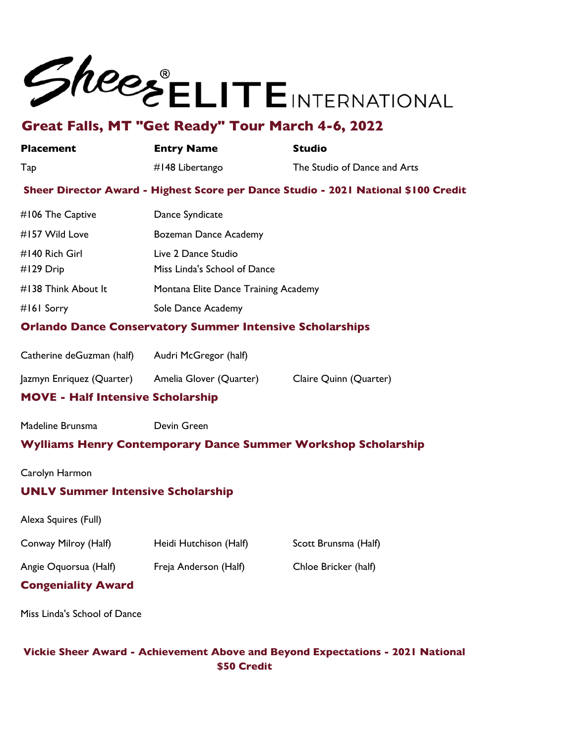# Sheer ELITE INTERNATIONAL

## Great Falls, MT "Get Ready" Tour March 4-6, 2022

| Placement | Entry Name | Studio |
|---|---|---|
| Tap | #148 Libertango | The Studio of Dance and Arts |

### Sheer Director Award - Highest Score per Dance Studio - 2021 National $100 Credit

| | |
|---|---|
| #106 The Captive | Dance Syndicate |
| #157 Wild Love | Bozeman Dance Academy |
| #140 Rich Girl | Live 2 Dance Studio |
| #129 Drip | Miss Linda's School of Dance |
| #138 Think About It | Montana Elite Dance Training Academy |
| #161 Sorry | Sole Dance Academy |

### Orlando Dance Conservatory Summer Intensive Scholarships

| | | |
|---|---|---|
| Catherine deGuzman (half) | Audri McGregor (half) | |
| Jazmyn Enriquez (Quarter) | Amelia Glover (Quarter) | Claire Quinn (Quarter) |

### MOVE - Half Intensive Scholarship

| | |
|---|---|
| Madeline Brunsma | Devin Green |

### Wylliams Henry Contemporary Dance Summer Workshop Scholarship

Carolyn Harmon

### UNLV Summer Intensive Scholarship

Alexa Squires (Full)

| | | |
|---|---|---|
| Conway Milroy (Half) | Heidi Hutchison (Half) | Scott Brunsma (Half) |
| Angie Oquorsua (Half) | Freja Anderson (Half) | Chloe Bricker (half) |

### Congeniality Award

Miss Linda's School of Dance

### Vickie Sheer Award - Achievement Above and Beyond Expectations - 2021 National $50 Credit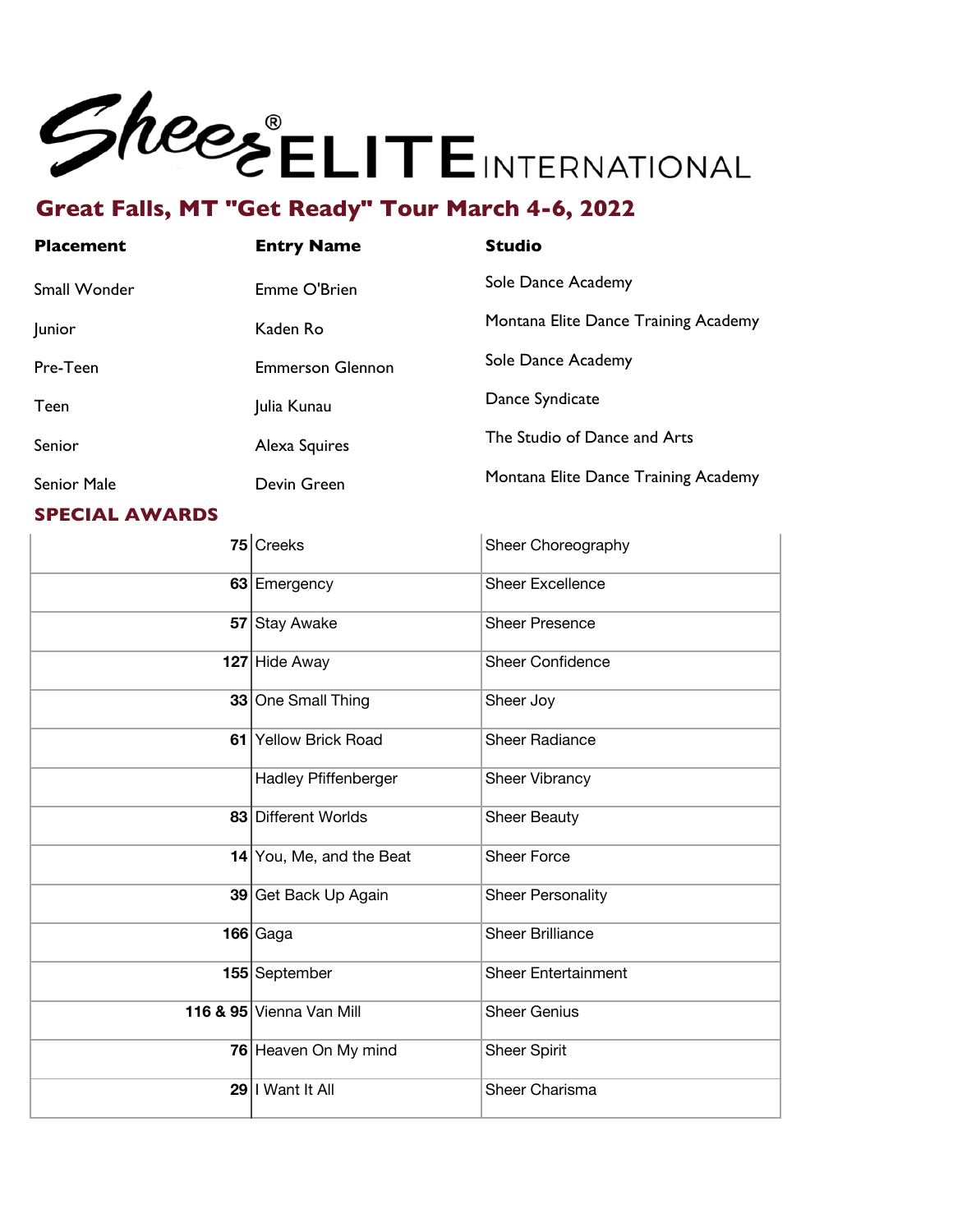# Sheer ELITE INTERNATIONAL

## Great Falls, MT "Get Ready" Tour March 4-6, 2022

| Placement | Entry Name | Studio |
|---|---|---|
| Small Wonder | Emme O'Brien | Sole Dance Academy |
| Junior | Kaden Ro | Montana Elite Dance Training Academy |
| Pre-Teen | Emmerson Glennon | Sole Dance Academy |
| Teen | Julia Kunau | Dance Syndicate |
| Senior | Alexa Squires | The Studio of Dance and Arts |
| Senior Male | Devin Green | Montana Elite Dance Training Academy |

## SPECIAL AWARDS

| | | |
|---|---|---|
| **75** | Creeks | Sheer Choreography |
| **63** | Emergency | Sheer Excellence |
| **57** | Stay Awake | Sheer Presence |
| **127** | Hide Away | Sheer Confidence |
| **33** | One Small Thing | Sheer Joy |
| **61** | Yellow Brick Road | Sheer Radiance |
| | Hadley Pfiffenberger | Sheer Vibrancy |
| **83** | Different Worlds | Sheer Beauty |
| **14** | You, Me, and the Beat | Sheer Force |
| **39** | Get Back Up Again | Sheer Personality |
| **166** | Gaga | Sheer Brilliance |
| **155** | September | Sheer Entertainment |
| **116 & 95** | Vienna Van Mill | Sheer Genius |
| **76** | Heaven On My mind | Sheer Spirit |
| **29** | I Want It All | Sheer Charisma |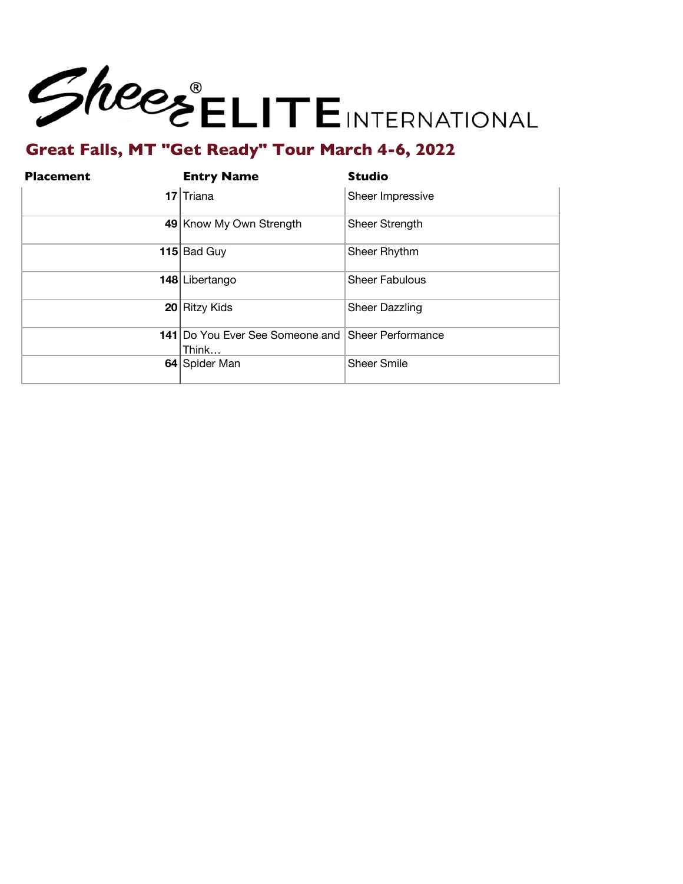# Sheer® ELITE INTERNATIONAL

## Great Falls, MT "Get Ready" Tour March 4-6, 2022

| Placement | Entry Name | Studio |
|---|---|---|
| **17** | Triana | Sheer Impressive |
| **49** | Know My Own Strength | Sheer Strength |
| **115** | Bad Guy | Sheer Rhythm |
| **148** | Libertango | Sheer Fabulous |
| **20** | Ritzy Kids | Sheer Dazzling |
| **141** | Do You Ever See Someone and Think… | Sheer Performance |
| **64** | Spider Man | Sheer Smile |